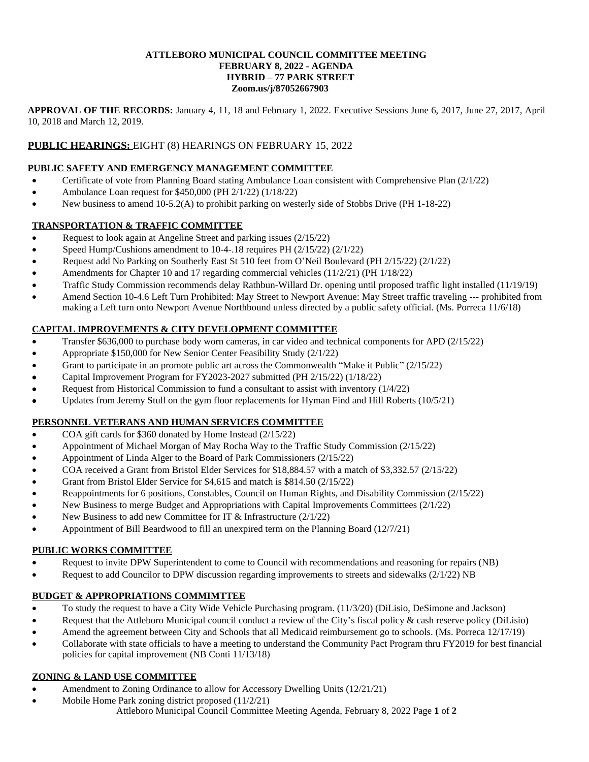**ATTLEBORO MUNICIPAL COUNCIL COMMITTEE MEETING**
**FEBRUARY 8, 2022 - AGENDA**
**HYBRID – 77 PARK STREET**
**Zoom.us/j/87052667903**

**APPROVAL OF THE RECORDS:** January 4, 11, 18 and February 1, 2022. Executive Sessions June 6, 2017, June 27, 2017, April 10, 2018 and March 12, 2019.

**PUBLIC HEARINGS:** EIGHT (8) HEARINGS ON FEBRUARY 15, 2022

**PUBLIC SAFETY AND EMERGENCY MANAGEMENT COMMITTEE**

- Certificate of vote from Planning Board stating Ambulance Loan consistent with Comprehensive Plan (2/1/22)
- Ambulance Loan request for $450,000 (PH 2/1/22) (1/18/22)
- New business to amend 10-5.2(A) to prohibit parking on westerly side of Stobbs Drive (PH 1-18-22)

**TRANSPORTATION & TRAFFIC COMMITTEE**

- Request to look again at Angeline Street and parking issues (2/15/22)
- Speed Hump/Cushions amendment to 10-4-.18 requires PH (2/15/22) (2/1/22)
- Request add No Parking on Southerly East St 510 feet from O'Neil Boulevard (PH 2/15/22) (2/1/22)
- Amendments for Chapter 10 and 17 regarding commercial vehicles (11/2/21) (PH 1/18/22)
- Traffic Study Commission recommends delay Rathbun-Willard Dr. opening until proposed traffic light installed (11/19/19)
- Amend Section 10-4.6 Left Turn Prohibited: May Street to Newport Avenue: May Street traffic traveling --- prohibited from making a Left turn onto Newport Avenue Northbound unless directed by a public safety official. (Ms. Porreca 11/6/18)

**CAPITAL IMPROVEMENTS & CITY DEVELOPMENT COMMITTEE**

- Transfer $636,000 to purchase body worn cameras, in car video and technical components for APD (2/15/22)
- Appropriate $150,000 for New Senior Center Feasibility Study (2/1/22)
- Grant to participate in an promote public art across the Commonwealth "Make it Public" (2/15/22)
- Capital Improvement Program for FY2023-2027 submitted (PH 2/15/22) (1/18/22)
- Request from Historical Commission to fund a consultant to assist with inventory (1/4/22)
- Updates from Jeremy Stull on the gym floor replacements for Hyman Find and Hill Roberts (10/5/21)

**PERSONNEL VETERANS AND HUMAN SERVICES COMMITTEE**

- COA gift cards for $360 donated by Home Instead (2/15/22)
- Appointment of Michael Morgan of May Rocha Way to the Traffic Study Commission (2/15/22)
- Appointment of Linda Alger to the Board of Park Commissioners (2/15/22)
- COA received a Grant from Bristol Elder Services for $18,884.57 with a match of $3,332.57 (2/15/22)
- Grant from Bristol Elder Service for $4,615 and match is $814.50 (2/15/22)
- Reappointments for 6 positions, Constables, Council on Human Rights, and Disability Commission (2/15/22)
- New Business to merge Budget and Appropriations with Capital Improvements Committees (2/1/22)
- New Business to add new Committee for IT & Infrastructure (2/1/22)
- Appointment of Bill Beardwood to fill an unexpired term on the Planning Board (12/7/21)

**PUBLIC WORKS COMMITTEE**

- Request to invite DPW Superintendent to come to Council with recommendations and reasoning for repairs (NB)
- Request to add Councilor to DPW discussion regarding improvements to streets and sidewalks (2/1/22) NB

**BUDGET & APPROPRIATIONS COMMIMTTEE**

- To study the request to have a City Wide Vehicle Purchasing program. (11/3/20) (DiLisio, DeSimone and Jackson)
- Request that the Attleboro Municipal council conduct a review of the City's fiscal policy & cash reserve policy (DiLisio)
- Amend the agreement between City and Schools that all Medicaid reimbursement go to schools. (Ms. Porreca 12/17/19)
- Collaborate with state officials to have a meeting to understand the Community Pact Program thru FY2019 for best financial policies for capital improvement (NB Conti 11/13/18)

**ZONING & LAND USE COMMITTEE**

- Amendment to Zoning Ordinance to allow for Accessory Dwelling Units (12/21/21)
- Mobile Home Park zoning district proposed (11/2/21)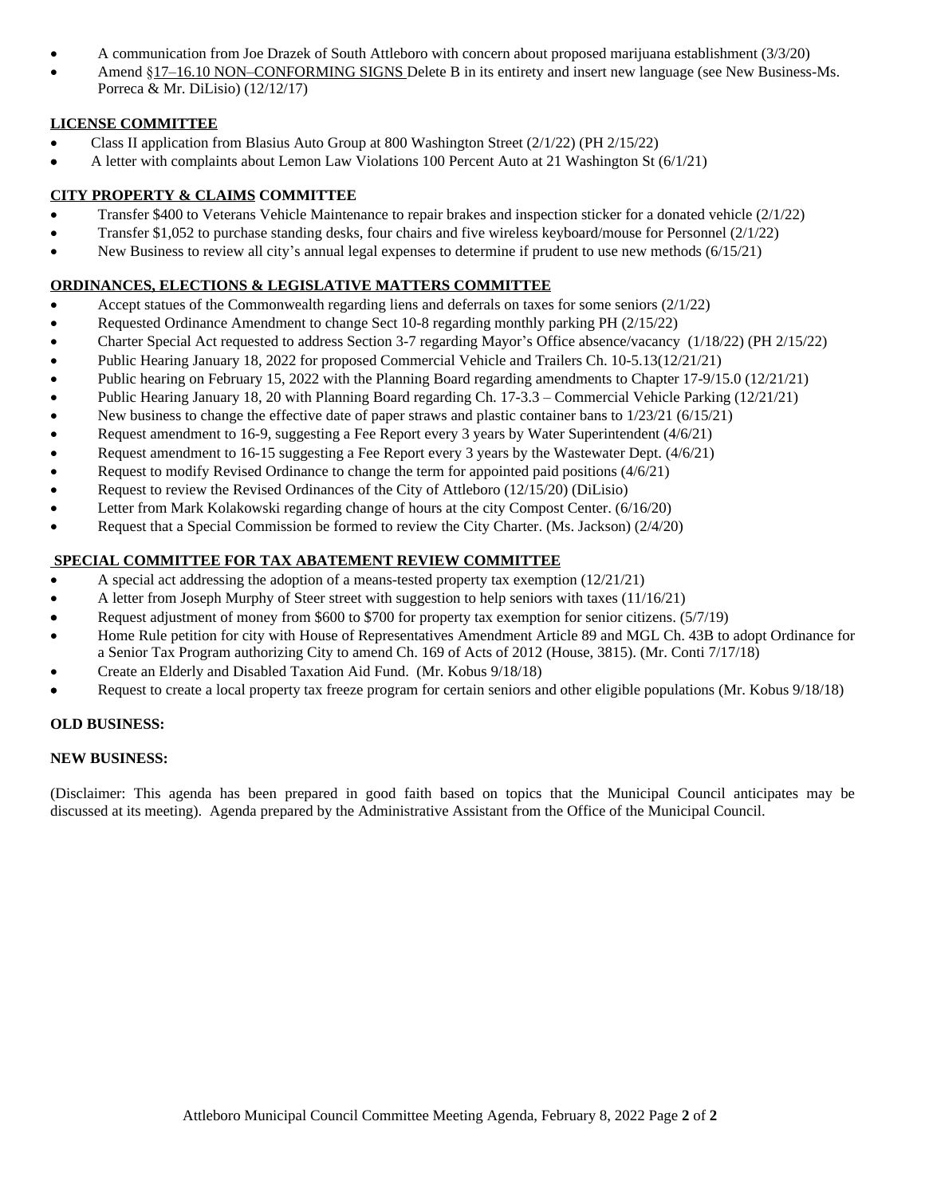- A communication from Joe Drazek of South Attleboro with concern about proposed marijuana establishment (3/3/20)
- Amend §17–16.10 NON–CONFORMING SIGNS Delete B in its entirety and insert new language (see New Business-Ms. Porreca & Mr. DiLisio) (12/12/17)

**LICENSE COMMITTEE**

- Class II application from Blasius Auto Group at 800 Washington Street (2/1/22) (PH 2/15/22)
- A letter with complaints about Lemon Law Violations 100 Percent Auto at 21 Washington St (6/1/21)

**CITY PROPERTY & CLAIMS COMMITTEE**

- Transfer $400 to Veterans Vehicle Maintenance to repair brakes and inspection sticker for a donated vehicle (2/1/22)
- Transfer $1,052 to purchase standing desks, four chairs and five wireless keyboard/mouse for Personnel (2/1/22)
- New Business to review all city's annual legal expenses to determine if prudent to use new methods (6/15/21)

**ORDINANCES, ELECTIONS & LEGISLATIVE MATTERS COMMITTEE**

- Accept statues of the Commonwealth regarding liens and deferrals on taxes for some seniors (2/1/22)
- Requested Ordinance Amendment to change Sect 10-8 regarding monthly parking PH (2/15/22)
- Charter Special Act requested to address Section 3-7 regarding Mayor's Office absence/vacancy (1/18/22) (PH 2/15/22)
- Public Hearing January 18, 2022 for proposed Commercial Vehicle and Trailers Ch. 10-5.13(12/21/21)
- Public hearing on February 15, 2022 with the Planning Board regarding amendments to Chapter 17-9/15.0 (12/21/21)
- Public Hearing January 18, 20 with Planning Board regarding Ch. 17-3.3 – Commercial Vehicle Parking (12/21/21)
- New business to change the effective date of paper straws and plastic container bans to 1/23/21 (6/15/21)
- Request amendment to 16-9, suggesting a Fee Report every 3 years by Water Superintendent (4/6/21)
- Request amendment to 16-15 suggesting a Fee Report every 3 years by the Wastewater Dept. (4/6/21)
- Request to modify Revised Ordinance to change the term for appointed paid positions (4/6/21)
- Request to review the Revised Ordinances of the City of Attleboro (12/15/20) (DiLisio)
- Letter from Mark Kolakowski regarding change of hours at the city Compost Center. (6/16/20)
- Request that a Special Commission be formed to review the City Charter. (Ms. Jackson) (2/4/20)

**SPECIAL COMMITTEE FOR TAX ABATEMENT REVIEW COMMITTEE**

- A special act addressing the adoption of a means-tested property tax exemption (12/21/21)
- A letter from Joseph Murphy of Steer street with suggestion to help seniors with taxes (11/16/21)
- Request adjustment of money from $600 to $700 for property tax exemption for senior citizens. (5/7/19)
- Home Rule petition for city with House of Representatives Amendment Article 89 and MGL Ch. 43B to adopt Ordinance for a Senior Tax Program authorizing City to amend Ch. 169 of Acts of 2012 (House, 3815). (Mr. Conti 7/17/18)
- Create an Elderly and Disabled Taxation Aid Fund. (Mr. Kobus 9/18/18)
- Request to create a local property tax freeze program for certain seniors and other eligible populations (Mr. Kobus 9/18/18)

**OLD BUSINESS:**

**NEW BUSINESS:**

(Disclaimer: This agenda has been prepared in good faith based on topics that the Municipal Council anticipates may be discussed at its meeting). Agenda prepared by the Administrative Assistant from the Office of the Municipal Council.